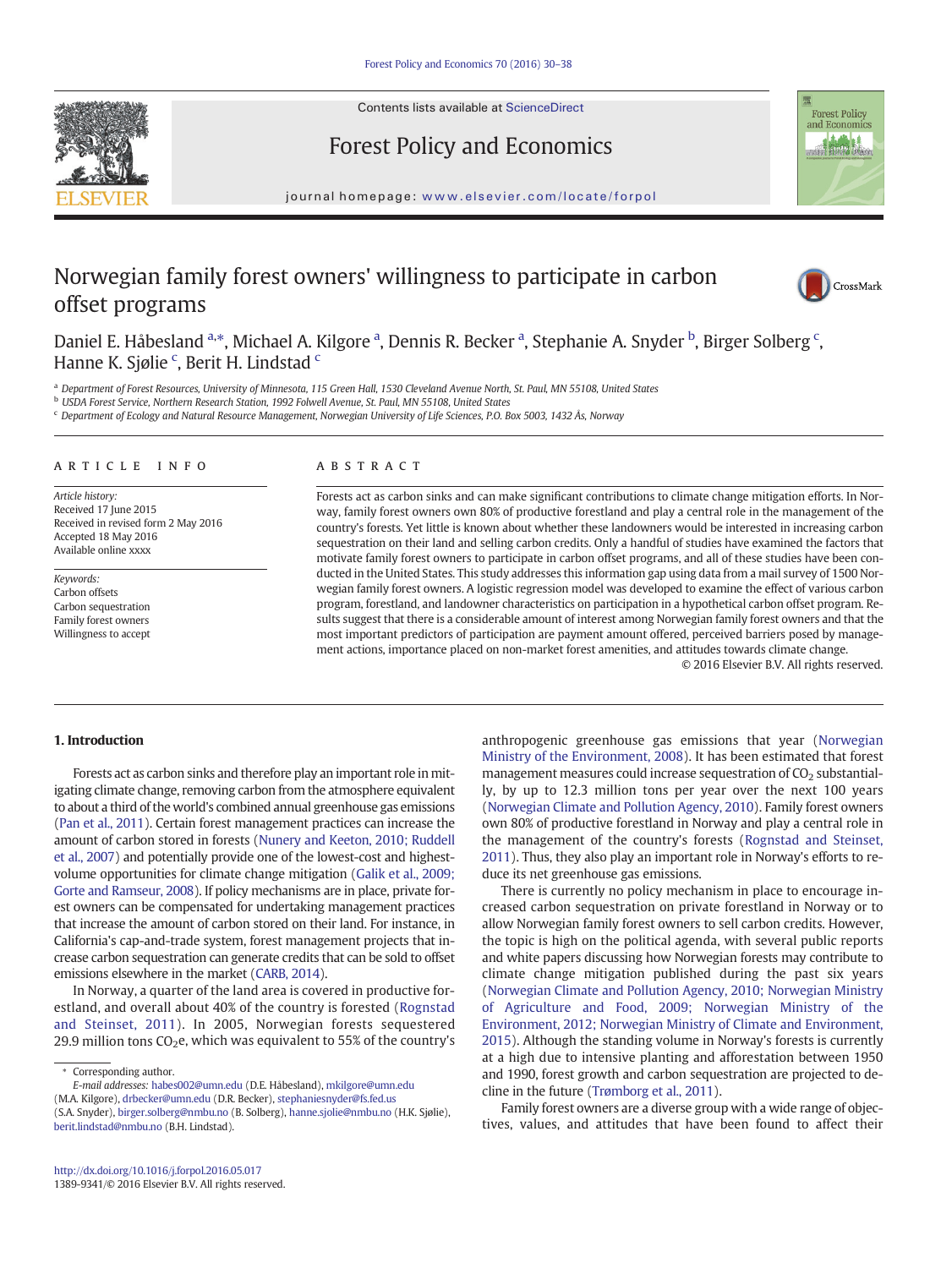# Norwegian family forest owners' willingness to participate in carbon offset programs

Daniel E. Håbesland [a,*], Michael A. Kilgore [a], Dennis R. Becker [a], Stephanie A. Snyder [b], Birger Solberg [c], Hanne K. Sjølie [c], Berit H. Lindstad [c]

[a] Department of Forest Resources, University of Minnesota, 115 Green Hall, 1530 Cleveland Avenue North, St. Paul, MN 55108, United States
[b] USDA Forest Service, Northern Research Station, 1992 Folwell Avenue, St. Paul, MN 55108, United States
[c] Department of Ecology and Natural Resource Management, Norwegian University of Life Sciences, P.O. Box 5003, 1432 Ås, Norway

## ARTICLE INFO

*Article history:*
Received 17 June 2015
Received in revised form 2 May 2016
Accepted 18 May 2016
Available online xxxx

*Keywords:*
Carbon offsets
Carbon sequestration
Family forest owners
Willingness to accept

## ABSTRACT

Forests act as carbon sinks and can make significant contributions to climate change mitigation efforts. In Norway, family forest owners own 80% of productive forestland and play a central role in the management of the country's forests. Yet little is known about whether these landowners would be interested in increasing carbon sequestration on their land and selling carbon credits. Only a handful of studies have examined the factors that motivate family forest owners to participate in carbon offset programs, and all of these studies have been conducted in the United States. This study addresses this information gap using data from a mail survey of 1500 Norwegian family forest owners. A logistic regression model was developed to examine the effect of various carbon program, forestland, and landowner characteristics on participation in a hypothetical carbon offset program. Results suggest that there is a considerable amount of interest among Norwegian family forest owners and that the most important predictors of participation are payment amount offered, perceived barriers posed by management actions, importance placed on non-market forest amenities, and attitudes towards climate change.

© 2016 Elsevier B.V. All rights reserved.

## 1. Introduction

Forests act as carbon sinks and therefore play an important role in mitigating climate change, removing carbon from the atmosphere equivalent to about a third of the world's combined annual greenhouse gas emissions (Pan et al., 2011). Certain forest management practices can increase the amount of carbon stored in forests (Nunery and Keeton, 2010; Ruddell et al., 2007) and potentially provide one of the lowest-cost and highest-volume opportunities for climate change mitigation (Galik et al., 2009; Gorte and Ramseur, 2008). If policy mechanisms are in place, private forest owners can be compensated for undertaking management practices that increase the amount of carbon stored on their land. For instance, in California's cap-and-trade system, forest management projects that increase carbon sequestration can generate credits that can be sold to offset emissions elsewhere in the market (CARB, 2014).

In Norway, a quarter of the land area is covered in productive forestland, and overall about 40% of the country is forested (Rognstad and Steinset, 2011). In 2005, Norwegian forests sequestered 29.9 million tons $CO_2$e, which was equivalent to 55% of the country's anthropogenic greenhouse gas emissions that year (Norwegian Ministry of the Environment, 2008). It has been estimated that forest management measures could increase sequestration of $CO_2$ substantially, by up to 12.3 million tons per year over the next 100 years (Norwegian Climate and Pollution Agency, 2010). Family forest owners own 80% of productive forestland in Norway and play a central role in the management of the country's forests (Rognstad and Steinset, 2011). Thus, they also play an important role in Norway's efforts to reduce its net greenhouse gas emissions.

There is currently no policy mechanism in place to encourage increased carbon sequestration on private forestland in Norway or to allow Norwegian family forest owners to sell carbon credits. However, the topic is high on the political agenda, with several public reports and white papers discussing how Norwegian forests may contribute to climate change mitigation published during the past six years (Norwegian Climate and Pollution Agency, 2010; Norwegian Ministry of Agriculture and Food, 2009; Norwegian Ministry of the Environment, 2012; Norwegian Ministry of Climate and Environment, 2015). Although the standing volume in Norway's forests is currently at a high due to intensive planting and afforestation between 1950 and 1990, forest growth and carbon sequestration are projected to decline in the future (Trømborg et al., 2011).

Family forest owners are a diverse group with a wide range of objectives, values, and attitudes that have been found to affect their

* Corresponding author.
*E-mail addresses:* habes002@umn.edu (D.E. Håbesland), mkilgore@umn.edu (M.A. Kilgore), drbecker@umn.edu (D.R. Becker), stephaniesnyder@fs.fed.us (S.A. Snyder), birger.solberg@nmbu.no (B. Solberg), hanne.sjolie@nmbu.no (H.K. Sjølie), berit.lindstad@nmbu.no (B.H. Lindstad).

http://dx.doi.org/10.1016/j.forpol.2016.05.017
1389-9341/© 2016 Elsevier B.V. All rights reserved.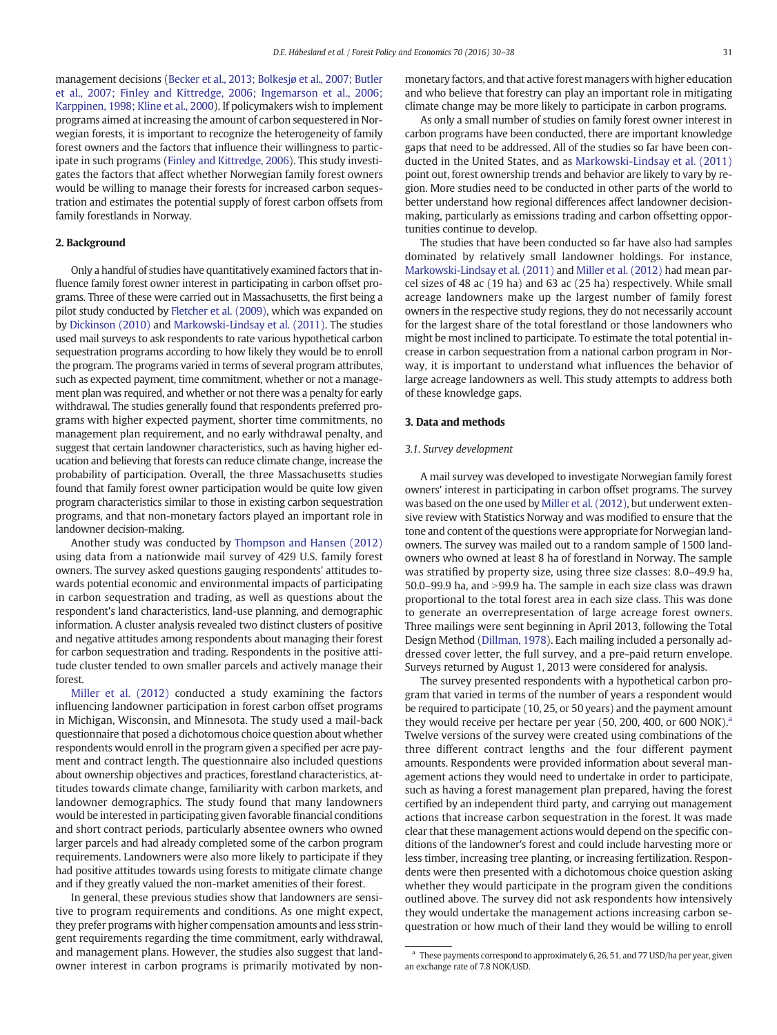management decisions (Becker et al., 2013; Bolkesjø et al., 2007; Butler et al., 2007; Finley and Kittredge, 2006; Ingemarson et al., 2006; Karppinen, 1998; Kline et al., 2000). If policymakers wish to implement programs aimed at increasing the amount of carbon sequestered in Norwegian forests, it is important to recognize the heterogeneity of family forest owners and the factors that influence their willingness to participate in such programs (Finley and Kittredge, 2006). This study investigates the factors that affect whether Norwegian family forest owners would be willing to manage their forests for increased carbon sequestration and estimates the potential supply of forest carbon offsets from family forestlands in Norway.

## 2. Background

Only a handful of studies have quantitatively examined factors that influence family forest owner interest in participating in carbon offset programs. Three of these were carried out in Massachusetts, the first being a pilot study conducted by Fletcher et al. (2009), which was expanded on by Dickinson (2010) and Markowski-Lindsay et al. (2011). The studies used mail surveys to ask respondents to rate various hypothetical carbon sequestration programs according to how likely they would be to enroll the program. The programs varied in terms of several program attributes, such as expected payment, time commitment, whether or not a management plan was required, and whether or not there was a penalty for early withdrawal. The studies generally found that respondents preferred programs with higher expected payment, shorter time commitments, no management plan requirement, and no early withdrawal penalty, and suggest that certain landowner characteristics, such as having higher education and believing that forests can reduce climate change, increase the probability of participation. Overall, the three Massachusetts studies found that family forest owner participation would be quite low given program characteristics similar to those in existing carbon sequestration programs, and that non-monetary factors played an important role in landowner decision-making.

Another study was conducted by Thompson and Hansen (2012) using data from a nationwide mail survey of 429 U.S. family forest owners. The survey asked questions gauging respondents' attitudes towards potential economic and environmental impacts of participating in carbon sequestration and trading, as well as questions about the respondent's land characteristics, land-use planning, and demographic information. A cluster analysis revealed two distinct clusters of positive and negative attitudes among respondents about managing their forest for carbon sequestration and trading. Respondents in the positive attitude cluster tended to own smaller parcels and actively manage their forest.

Miller et al. (2012) conducted a study examining the factors influencing landowner participation in forest carbon offset programs in Michigan, Wisconsin, and Minnesota. The study used a mail-back questionnaire that posed a dichotomous choice question about whether respondents would enroll in the program given a specified per acre payment and contract length. The questionnaire also included questions about ownership objectives and practices, forestland characteristics, attitudes towards climate change, familiarity with carbon markets, and landowner demographics. The study found that many landowners would be interested in participating given favorable financial conditions and short contract periods, particularly absentee owners who owned larger parcels and had already completed some of the carbon program requirements. Landowners were also more likely to participate if they had positive attitudes towards using forests to mitigate climate change and if they greatly valued the non-market amenities of their forest.

In general, these previous studies show that landowners are sensitive to program requirements and conditions. As one might expect, they prefer programs with higher compensation amounts and less stringent requirements regarding the time commitment, early withdrawal, and management plans. However, the studies also suggest that landowner interest in carbon programs is primarily motivated by non-monetary factors, and that active forest managers with higher education and who believe that forestry can play an important role in mitigating climate change may be more likely to participate in carbon programs.

As only a small number of studies on family forest owner interest in carbon programs have been conducted, there are important knowledge gaps that need to be addressed. All of the studies so far have been conducted in the United States, and as Markowski-Lindsay et al. (2011) point out, forest ownership trends and behavior are likely to vary by region. More studies need to be conducted in other parts of the world to better understand how regional differences affect landowner decision-making, particularly as emissions trading and carbon offsetting opportunities continue to develop.

The studies that have been conducted so far have also had samples dominated by relatively small landowner holdings. For instance, Markowski-Lindsay et al. (2011) and Miller et al. (2012) had mean parcel sizes of 48 ac (19 ha) and 63 ac (25 ha) respectively. While small acreage landowners make up the largest number of family forest owners in the respective study regions, they do not necessarily account for the largest share of the total forestland or those landowners who might be most inclined to participate. To estimate the total potential increase in carbon sequestration from a national carbon program in Norway, it is important to understand what influences the behavior of large acreage landowners as well. This study attempts to address both of these knowledge gaps.

## 3. Data and methods

### 3.1. Survey development

A mail survey was developed to investigate Norwegian family forest owners' interest in participating in carbon offset programs. The survey was based on the one used by Miller et al. (2012), but underwent extensive review with Statistics Norway and was modified to ensure that the tone and content of the questions were appropriate for Norwegian landowners. The survey was mailed out to a random sample of 1500 landowners who owned at least 8 ha of forestland in Norway. The sample was stratified by property size, using three size classes: 8.0–49.9 ha, 50.0–99.9 ha, and >99.9 ha. The sample in each size class was drawn proportional to the total forest area in each size class. This was done to generate an overrepresentation of large acreage forest owners. Three mailings were sent beginning in April 2013, following the Total Design Method (Dillman, 1978). Each mailing included a personally addressed cover letter, the full survey, and a pre-paid return envelope. Surveys returned by August 1, 2013 were considered for analysis.

The survey presented respondents with a hypothetical carbon program that varied in terms of the number of years a respondent would be required to participate (10, 25, or 50 years) and the payment amount they would receive per hectare per year (50, 200, 400, or 600 NOK).[a] Twelve versions of the survey were created using combinations of the three different contract lengths and the four different payment amounts. Respondents were provided information about several management actions they would need to undertake in order to participate, such as having a forest management plan prepared, having the forest certified by an independent third party, and carrying out management actions that increase carbon sequestration in the forest. It was made clear that these management actions would depend on the specific conditions of the landowner's forest and could include harvesting more or less timber, increasing tree planting, or increasing fertilization. Respondents were then presented with a dichotomous choice question asking whether they would participate in the program given the conditions outlined above. The survey did not ask respondents how intensively they would undertake the management actions increasing carbon sequestration or how much of their land they would be willing to enroll

[a] These payments correspond to approximately 6, 26, 51, and 77 USD/ha per year, given an exchange rate of 7.8 NOK/USD.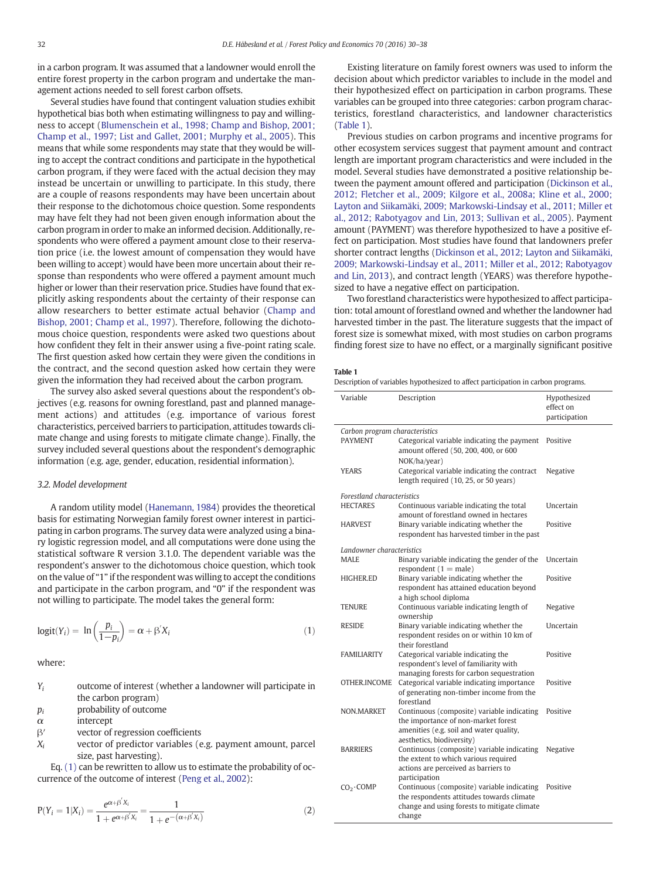in a carbon program. It was assumed that a landowner would enroll the entire forest property in the carbon program and undertake the management actions needed to sell forest carbon offsets.

Several studies have found that contingent valuation studies exhibit hypothetical bias both when estimating willingness to pay and willingness to accept (Blumenschein et al., 1998; Champ and Bishop, 2001; Champ et al., 1997; List and Gallet, 2001; Murphy et al., 2005). This means that while some respondents may state that they would be willing to accept the contract conditions and participate in the hypothetical carbon program, if they were faced with the actual decision they may instead be uncertain or unwilling to participate. In this study, there are a couple of reasons respondents may have been uncertain about their response to the dichotomous choice question. Some respondents may have felt they had not been given enough information about the carbon program in order to make an informed decision. Additionally, respondents who were offered a payment amount close to their reservation price (i.e. the lowest amount of compensation they would have been willing to accept) would have been more uncertain about their response than respondents who were offered a payment amount much higher or lower than their reservation price. Studies have found that explicitly asking respondents about the certainty of their response can allow researchers to better estimate actual behavior (Champ and Bishop, 2001; Champ et al., 1997). Therefore, following the dichotomous choice question, respondents were asked two questions about how confident they felt in their answer using a five-point rating scale. The first question asked how certain they were given the conditions in the contract, and the second question asked how certain they were given the information they had received about the carbon program.

The survey also asked several questions about the respondent's objectives (e.g. reasons for owning forestland, past and planned management actions) and attitudes (e.g. importance of various forest characteristics, perceived barriers to participation, attitudes towards climate change and using forests to mitigate climate change). Finally, the survey included several questions about the respondent's demographic information (e.g. age, gender, education, residential information).

### 3.2. Model development

A random utility model (Hanemann, 1984) provides the theoretical basis for estimating Norwegian family forest owner interest in participating in carbon programs. The survey data were analyzed using a binary logistic regression model, and all computations were done using the statistical software R version 3.1.0. The dependent variable was the respondent's answer to the dichotomous choice question, which took on the value of "1" if the respondent was willing to accept the conditions and participate in the carbon program, and "0" if the respondent was not willing to participate. The model takes the general form:

$$\text{logit}(Y_i) = \ln\left(\frac{p_i}{1-p_i}\right) = \alpha + \beta' X_i \tag{1}$$

where:

- $Y_i$ outcome of interest (whether a landowner will participate in the carbon program)
- $p_i$ probability of outcome
- $\alpha$ intercept
- $\beta'$ vector of regression coefficients
- $X_i$ vector of predictor variables (e.g. payment amount, parcel size, past harvesting).

Eq. (1) can be rewritten to allow us to estimate the probability of occurrence of the outcome of interest (Peng et al., 2002):

$$P(Y_i = 1 | X_i) = \frac{e^{\alpha + \beta' X_i}}{1 + e^{\alpha + \beta' X_i}} = \frac{1}{1 + e^{-(\alpha + \beta' X_i)}} \tag{2}$$

Existing literature on family forest owners was used to inform the decision about which predictor variables to include in the model and their hypothesized effect on participation in carbon programs. These variables can be grouped into three categories: carbon program characteristics, forestland characteristics, and landowner characteristics (Table 1).

Previous studies on carbon programs and incentive programs for other ecosystem services suggest that payment amount and contract length are important program characteristics and were included in the model. Several studies have demonstrated a positive relationship between the payment amount offered and participation (Dickinson et al., 2012; Fletcher et al., 2009; Kilgore et al., 2008a; Kline et al., 2000; Layton and Siikamäki, 2009; Markowski-Lindsay et al., 2011; Miller et al., 2012; Rabotyagov and Lin, 2013; Sullivan et al., 2005). Payment amount (PAYMENT) was therefore hypothesized to have a positive effect on participation. Most studies have found that landowners prefer shorter contract lengths (Dickinson et al., 2012; Layton and Siikamäki, 2009; Markowski-Lindsay et al., 2011; Miller et al., 2012; Rabotyagov and Lin, 2013), and contract length (YEARS) was therefore hypothesized to have a negative effect on participation.

Two forestland characteristics were hypothesized to affect participation: total amount of forestland owned and whether the landowner had harvested timber in the past. The literature suggests that the impact of forest size is somewhat mixed, with most studies on carbon programs finding forest size to have no effect, or a marginally significant positive

**Table 1**
Description of variables hypothesized to affect participation in carbon programs.

| Variable | Description | Hypothesized effect on participation |
|---|---|---|
| *Carbon program characteristics* | | |
| PAYMENT | Categorical variable indicating the payment amount offered (50, 200, 400, or 600 NOK/ha/year) | Positive |
| YEARS | Categorical variable indicating the contract length required (10, 25, or 50 years) | Negative |
| *Forestland characteristics* | | |
| HECTARES | Continuous variable indicating the total amount of forestland owned in hectares | Uncertain |
| HARVEST | Binary variable indicating whether the respondent has harvested timber in the past | Positive |
| *Landowner characteristics* | | |
| MALE | Binary variable indicating the gender of the respondent (1 = male) | Uncertain |
| HIGHER.ED | Binary variable indicating whether the respondent has attained education beyond a high school diploma | Positive |
| TENURE | Continuous variable indicating length of ownership | Negative |
| RESIDE | Binary variable indicating whether the respondent resides on or within 10 km of their forestland | Uncertain |
| FAMILIARITY | Categorical variable indicating the respondent's level of familiarity with managing forests for carbon sequestration | Positive |
| OTHER.INCOME | Categorical variable indicating importance of generating non-timber income from the forestland | Positive |
| NON.MARKET | Continuous (composite) variable indicating the importance of non-market forest amenities (e.g. soil and water quality, aesthetics, biodiversity) | Positive |
| BARRIERS | Continuous (composite) variable indicating the extent to which various required actions are perceived as barriers to participation | Negative |
| $CO_2$·COMP | Continuous (composite) variable indicating the respondents attitudes towards climate change and using forests to mitigate climate change | Positive |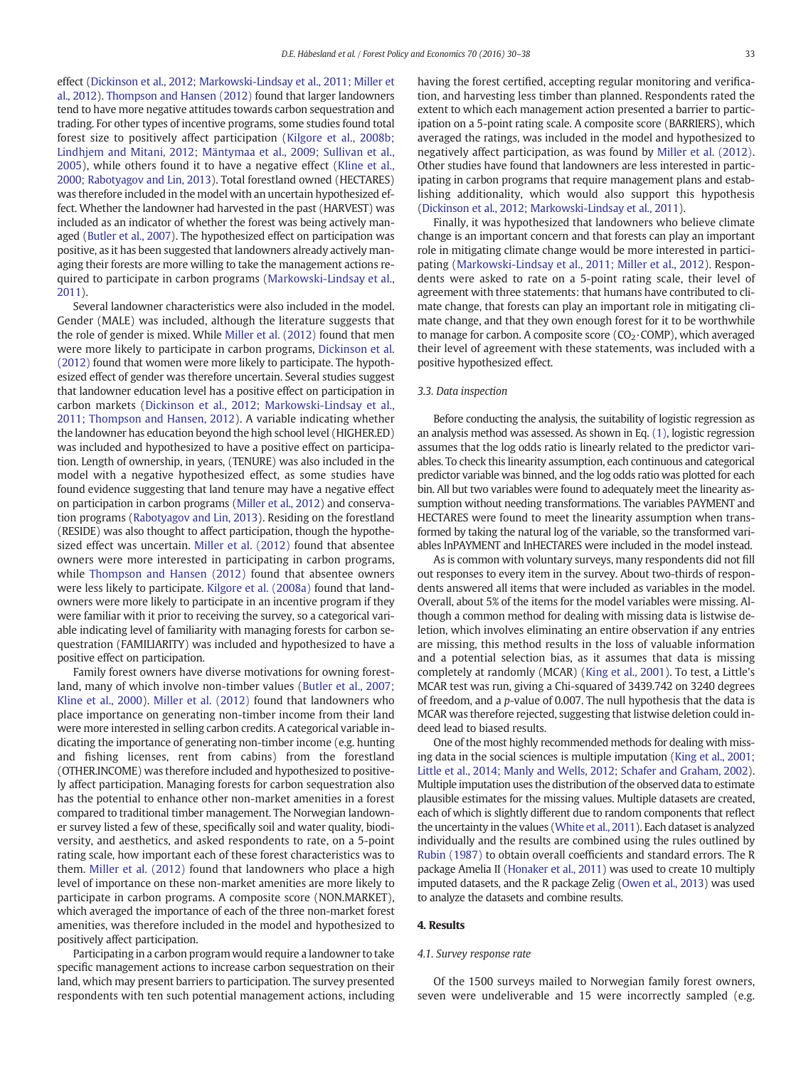effect (Dickinson et al., 2012; Markowski-Lindsay et al., 2011; Miller et al., 2012). Thompson and Hansen (2012) found that larger landowners tend to have more negative attitudes towards carbon sequestration and trading. For other types of incentive programs, some studies found total forest size to positively affect participation (Kilgore et al., 2008b; Lindhjem and Mitani, 2012; Mäntymaa et al., 2009; Sullivan et al., 2005), while others found it to have a negative effect (Kline et al., 2000; Rabotyagov and Lin, 2013). Total forestland owned (HECTARES) was therefore included in the model with an uncertain hypothesized effect. Whether the landowner had harvested in the past (HARVEST) was included as an indicator of whether the forest was being actively managed (Butler et al., 2007). The hypothesized effect on participation was positive, as it has been suggested that landowners already actively managing their forests are more willing to take the management actions required to participate in carbon programs (Markowski-Lindsay et al., 2011).

Several landowner characteristics were also included in the model. Gender (MALE) was included, although the literature suggests that the role of gender is mixed. While Miller et al. (2012) found that men were more likely to participate in carbon programs, Dickinson et al. (2012) found that women were more likely to participate. The hypothesized effect of gender was therefore uncertain. Several studies suggest that landowner education level has a positive effect on participation in carbon markets (Dickinson et al., 2012; Markowski-Lindsay et al., 2011; Thompson and Hansen, 2012). A variable indicating whether the landowner has education beyond the high school level (HIGHER.ED) was included and hypothesized to have a positive effect on participation. Length of ownership, in years, (TENURE) was also included in the model with a negative hypothesized effect, as some studies have found evidence suggesting that land tenure may have a negative effect on participation in carbon programs (Miller et al., 2012) and conservation programs (Rabotyagov and Lin, 2013). Residing on the forestland (RESIDE) was also thought to affect participation, though the hypothesized effect was uncertain. Miller et al. (2012) found that absentee owners were more interested in participating in carbon programs, while Thompson and Hansen (2012) found that absentee owners were less likely to participate. Kilgore et al. (2008a) found that landowners were more likely to participate in an incentive program if they were familiar with it prior to receiving the survey, so a categorical variable indicating level of familiarity with managing forests for carbon sequestration (FAMILIARITY) was included and hypothesized to have a positive effect on participation.

Family forest owners have diverse motivations for owning forestland, many of which involve non-timber values (Butler et al., 2007; Kline et al., 2000). Miller et al. (2012) found that landowners who place importance on generating non-timber income from their land were more interested in selling carbon credits. A categorical variable indicating the importance of generating non-timber income (e.g. hunting and fishing licenses, rent from cabins) from the forestland (OTHER.INCOME) was therefore included and hypothesized to positively affect participation. Managing forests for carbon sequestration also has the potential to enhance other non-market amenities in a forest compared to traditional timber management. The Norwegian landowner survey listed a few of these, specifically soil and water quality, biodiversity, and aesthetics, and asked respondents to rate, on a 5-point rating scale, how important each of these forest characteristics was to them. Miller et al. (2012) found that landowners who place a high level of importance on these non-market amenities are more likely to participate in carbon programs. A composite score (NON.MARKET), which averaged the importance of each of the three non-market forest amenities, was therefore included in the model and hypothesized to positively affect participation.

Participating in a carbon program would require a landowner to take specific management actions to increase carbon sequestration on their land, which may present barriers to participation. The survey presented respondents with ten such potential management actions, including having the forest certified, accepting regular monitoring and verification, and harvesting less timber than planned. Respondents rated the extent to which each management action presented a barrier to participation on a 5-point rating scale. A composite score (BARRIERS), which averaged the ratings, was included in the model and hypothesized to negatively affect participation, as was found by Miller et al. (2012). Other studies have found that landowners are less interested in participating in carbon programs that require management plans and establishing additionality, which would also support this hypothesis (Dickinson et al., 2012; Markowski-Lindsay et al., 2011).

Finally, it was hypothesized that landowners who believe climate change is an important concern and that forests can play an important role in mitigating climate change would be more interested in participating (Markowski-Lindsay et al., 2011; Miller et al., 2012). Respondents were asked to rate on a 5-point rating scale, their level of agreement with three statements: that humans have contributed to climate change, that forests can play an important role in mitigating climate change, and that they own enough forest for it to be worthwhile to manage for carbon. A composite score ($CO_2$·COMP), which averaged their level of agreement with these statements, was included with a positive hypothesized effect.

### 3.3. Data inspection

Before conducting the analysis, the suitability of logistic regression as an analysis method was assessed. As shown in Eq. (1), logistic regression assumes that the log odds ratio is linearly related to the predictor variables. To check this linearity assumption, each continuous and categorical predictor variable was binned, and the log odds ratio was plotted for each bin. All but two variables were found to adequately meet the linearity assumption without needing transformations. The variables PAYMENT and HECTARES were found to meet the linearity assumption when transformed by taking the natural log of the variable, so the transformed variables lnPAYMENT and lnHECTARES were included in the model instead.

As is common with voluntary surveys, many respondents did not fill out responses to every item in the survey. About two-thirds of respondents answered all items that were included as variables in the model. Overall, about 5% of the items for the model variables were missing. Although a common method for dealing with missing data is listwise deletion, which involves eliminating an entire observation if any entries are missing, this method results in the loss of valuable information and a potential selection bias, as it assumes that data is missing completely at randomly (MCAR) (King et al., 2001). To test, a Little's MCAR test was run, giving a Chi-squared of 3439.742 on 3240 degrees of freedom, and a $p$-value of 0.007. The null hypothesis that the data is MCAR was therefore rejected, suggesting that listwise deletion could indeed lead to biased results.

One of the most highly recommended methods for dealing with missing data in the social sciences is multiple imputation (King et al., 2001; Little et al., 2014; Manly and Wells, 2012; Schafer and Graham, 2002). Multiple imputation uses the distribution of the observed data to estimate plausible estimates for the missing values. Multiple datasets are created, each of which is slightly different due to random components that reflect the uncertainty in the values (White et al., 2011). Each dataset is analyzed individually and the results are combined using the rules outlined by Rubin (1987) to obtain overall coefficients and standard errors. The R package Amelia II (Honaker et al., 2011) was used to create 10 multiply imputed datasets, and the R package Zelig (Owen et al., 2013) was used to analyze the datasets and combine results.

## 4. Results

### 4.1. Survey response rate

Of the 1500 surveys mailed to Norwegian family forest owners, seven were undeliverable and 15 were incorrectly sampled (e.g.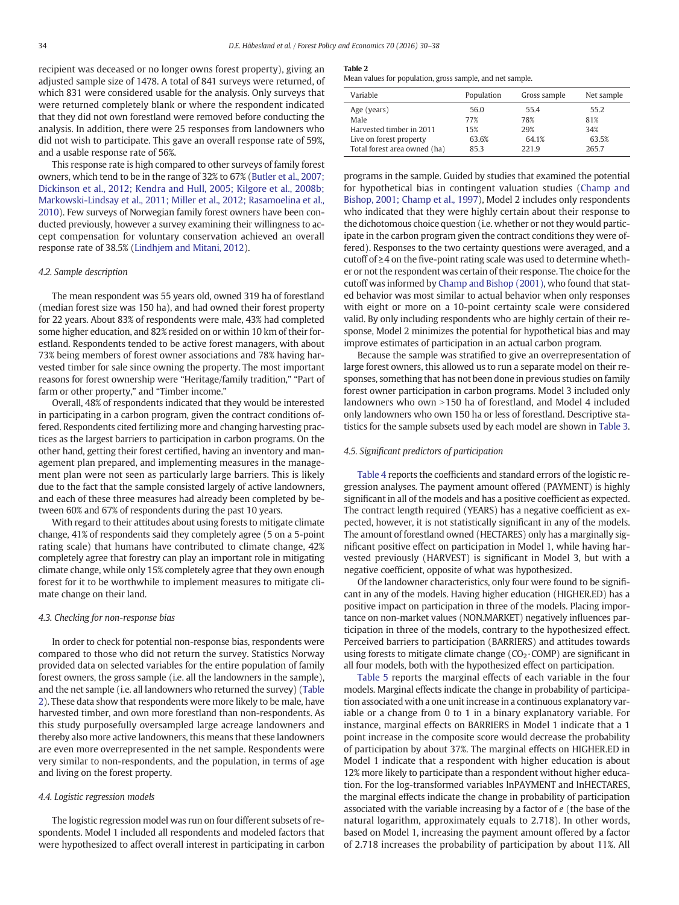recipient was deceased or no longer owns forest property), giving an adjusted sample size of 1478. A total of 841 surveys were returned, of which 831 were considered usable for the analysis. Only surveys that were returned completely blank or where the respondent indicated that they did not own forestland were removed before conducting the analysis. In addition, there were 25 responses from landowners who did not wish to participate. This gave an overall response rate of 59%, and a usable response rate of 56%.

This response rate is high compared to other surveys of family forest owners, which tend to be in the range of 32% to 67% (Butler et al., 2007; Dickinson et al., 2012; Kendra and Hull, 2005; Kilgore et al., 2008b; Markowski-Lindsay et al., 2011; Miller et al., 2012; Rasamoelina et al., 2010). Few surveys of Norwegian family forest owners have been conducted previously, however a survey examining their willingness to accept compensation for voluntary conservation achieved an overall response rate of 38.5% (Lindhjem and Mitani, 2012).

### 4.2. Sample description

The mean respondent was 55 years old, owned 319 ha of forestland (median forest size was 150 ha), and had owned their forest property for 22 years. About 83% of respondents were male, 43% had completed some higher education, and 82% resided on or within 10 km of their forestland. Respondents tended to be active forest managers, with about 73% being members of forest owner associations and 78% having harvested timber for sale since owning the property. The most important reasons for forest ownership were "Heritage/family tradition," "Part of farm or other property," and "Timber income."

Overall, 48% of respondents indicated that they would be interested in participating in a carbon program, given the contract conditions offered. Respondents cited fertilizing more and changing harvesting practices as the largest barriers to participation in carbon programs. On the other hand, getting their forest certified, having an inventory and management plan prepared, and implementing measures in the management plan were not seen as particularly large barriers. This is likely due to the fact that the sample consisted largely of active landowners, and each of these three measures had already been completed by between 60% and 67% of respondents during the past 10 years.

With regard to their attitudes about using forests to mitigate climate change, 41% of respondents said they completely agree (5 on a 5-point rating scale) that humans have contributed to climate change, 42% completely agree that forestry can play an important role in mitigating climate change, while only 15% completely agree that they own enough forest for it to be worthwhile to implement measures to mitigate climate change on their land.

### 4.3. Checking for non-response bias

In order to check for potential non-response bias, respondents were compared to those who did not return the survey. Statistics Norway provided data on selected variables for the entire population of family forest owners, the gross sample (i.e. all the landowners in the sample), and the net sample (i.e. all landowners who returned the survey) (Table 2). These data show that respondents were more likely to be male, have harvested timber, and own more forestland than non-respondents. As this study purposefully oversampled large acreage landowners and thereby also more active landowners, this means that these landowners are even more overrepresented in the net sample. Respondents were very similar to non-respondents, and the population, in terms of age and living on the forest property.

### 4.4. Logistic regression models

The logistic regression model was run on four different subsets of respondents. Model 1 included all respondents and modeled factors that were hypothesized to affect overall interest in participating in carbon programs in the sample. Guided by studies that examined the potential for hypothetical bias in contingent valuation studies (Champ and Bishop, 2001; Champ et al., 1997), Model 2 includes only respondents who indicated that they were highly certain about their response to the dichotomous choice question (i.e. whether or not they would participate in the carbon program given the contract conditions they were offered). Responses to the two certainty questions were averaged, and a cutoff of ≥4 on the five-point rating scale was used to determine whether or not the respondent was certain of their response. The choice for the cutoff was informed by Champ and Bishop (2001), who found that stated behavior was most similar to actual behavior when only responses with eight or more on a 10-point certainty scale were considered valid. By only including respondents who are highly certain of their response, Model 2 minimizes the potential for hypothetical bias and may improve estimates of participation in an actual carbon program.

Because the sample was stratified to give an overrepresentation of large forest owners, this allowed us to run a separate model on their responses, something that has not been done in previous studies on family forest owner participation in carbon programs. Model 3 included only landowners who own >150 ha of forestland, and Model 4 included only landowners who own 150 ha or less of forestland. Descriptive statistics for the sample subsets used by each model are shown in Table 3.

**Table 2**
Mean values for population, gross sample, and net sample.

| Variable | Population | Gross sample | Net sample |
|---|---|---|---|
| Age (years) | 56.0 | 55.4 | 55.2 |
| Male | 77% | 78% | 81% |
| Harvested timber in 2011 | 15% | 29% | 34% |
| Live on forest property | 63.6% | 64.1% | 63.5% |
| Total forest area owned (ha) | 85.3 | 221.9 | 265.7 |

### 4.5. Significant predictors of participation

Table 4 reports the coefficients and standard errors of the logistic regression analyses. The payment amount offered (PAYMENT) is highly significant in all of the models and has a positive coefficient as expected. The contract length required (YEARS) has a negative coefficient as expected, however, it is not statistically significant in any of the models. The amount of forestland owned (HECTARES) only has a marginally significant positive effect on participation in Model 1, while having harvested previously (HARVEST) is significant in Model 3, but with a negative coefficient, opposite of what was hypothesized.

Of the landowner characteristics, only four were found to be significant in any of the models. Having higher education (HIGHER.ED) has a positive impact on participation in three of the models. Placing importance on non-market values (NON.MARKET) negatively influences participation in three of the models, contrary to the hypothesized effect. Perceived barriers to participation (BARRIERS) and attitudes towards using forests to mitigate climate change ($CO_2 \cdot$COMP) are significant in all four models, both with the hypothesized effect on participation.

Table 5 reports the marginal effects of each variable in the four models. Marginal effects indicate the change in probability of participation associated with a one unit increase in a continuous explanatory variable or a change from 0 to 1 in a binary explanatory variable. For instance, marginal effects on BARRIERS in Model 1 indicate that a 1 point increase in the composite score would decrease the probability of participation by about 37%. The marginal effects on HIGHER.ED in Model 1 indicate that a respondent with higher education is about 12% more likely to participate than a respondent without higher education. For the log-transformed variables lnPAYMENT and lnHECTARES, the marginal effects indicate the change in probability of participation associated with the variable increasing by a factor of $e$ (the base of the natural logarithm, approximately equals to 2.718). In other words, based on Model 1, increasing the payment amount offered by a factor of 2.718 increases the probability of participation by about 11%. All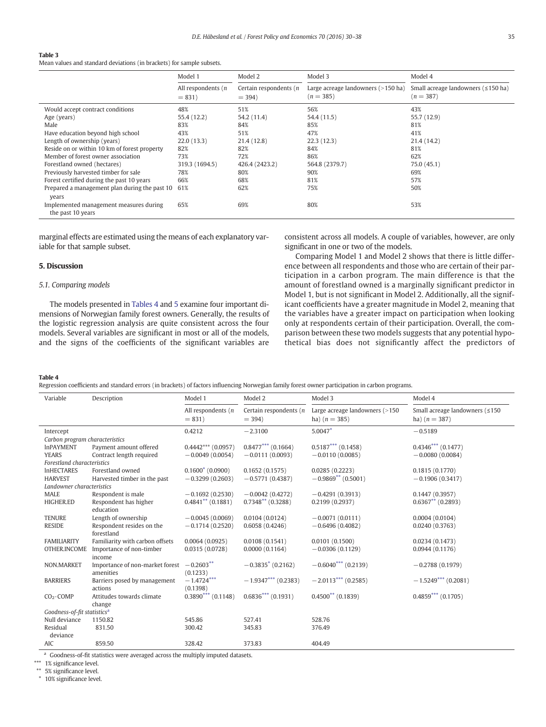**Table 3**
Mean values and standard deviations (in brackets) for sample subsets.

| | Model 1 | Model 2 | Model 3 | Model 4 |
|---|---|---|---|---|
| | All respondents ($n$ = 831) | Certain respondents ($n$ = 394) | Large acreage landowners (>150 ha) ($n$ = 385) | Small acreage landowners (≤150 ha) ($n$ = 387) |
| Would accept contract conditions | 48% | 51% | 56% | 43% |
| Age (years) | 55.4 (12.2) | 54.2 (11.4) | 54.4 (11.5) | 55.7 (12.9) |
| Male | 83% | 84% | 85% | 81% |
| Have education beyond high school | 43% | 51% | 47% | 41% |
| Length of ownership (years) | 22.0 (13.3) | 21.4 (12.8) | 22.3 (12.3) | 21.4 (14.2) |
| Reside on or within 10 km of forest property | 82% | 82% | 84% | 81% |
| Member of forest owner association | 73% | 72% | 86% | 62% |
| Forestland owned (hectares) | 319.3 (1694.5) | 426.4 (2423.2) | 564.8 (2379.7) | 75.0 (45.1) |
| Previously harvested timber for sale | 78% | 80% | 90% | 69% |
| Forest certified during the past 10 years | 66% | 68% | 81% | 57% |
| Prepared a management plan during the past 10 years | 61% | 62% | 75% | 50% |
| Implemented management measures during the past 10 years | 65% | 69% | 80% | 53% |

marginal effects are estimated using the means of each explanatory variable for that sample subset.

## 5. Discussion

### 5.1. Comparing models

The models presented in Tables 4 and 5 examine four important dimensions of Norwegian family forest owners. Generally, the results of the logistic regression analysis are quite consistent across the four models. Several variables are significant in most or all of the models, and the signs of the coefficients of the significant variables are consistent across all models. A couple of variables, however, are only significant in one or two of the models.

Comparing Model 1 and Model 2 shows that there is little difference between all respondents and those who are certain of their participation in a carbon program. The main difference is that the amount of forestland owned is a marginally significant predictor in Model 1, but is not significant in Model 2. Additionally, all the significant coefficients have a greater magnitude in Model 2, meaning that the variables have a greater impact on participation when looking only at respondents certain of their participation. Overall, the comparison between these two models suggests that any potential hypothetical bias does not significantly affect the predictors of

**Table 4**
Regression coefficients and standard errors (in brackets) of factors influencing Norwegian family forest owner participation in carbon programs.

| Variable | Description | Model 1 | Model 2 | Model 3 | Model 4 |
|---|---|---|---|---|---|
| | | All respondents ($n$ = 831) | Certain respondents ($n$ = 394) | Large acreage landowners (>150 ha) ($n$ = 385) | Small acreage landowners (≤150 ha) ($n$ = 387) |
| Intercept | | 0.4212 | −2.3100 | 5.0047* | −0.5189 |
| *Carbon program characteristics* | | | | | |
| lnPAYMENT | Payment amount offered | 0.4442*** (0.0957) | 0.8477*** (0.1664) | 0.5187*** (0.1458) | 0.4346*** (0.1477) |
| YEARS | Contract length required | −0.0049 (0.0054) | −0.0111 (0.0093) | −0.0110 (0.0085) | −0.0080 (0.0084) |
| *Forestland characteristics* | | | | | |
| lnHECTARES | Forestland owned | 0.1600* (0.0900) | 0.1652 (0.1575) | 0.0285 (0.2223) | 0.1815 (0.1770) |
| HARVEST | Harvested timber in the past | −0.3299 (0.2603) | −0.5771 (0.4387) | −0.9869** (0.5001) | −0.1906 (0.3417) |
| *Landowner characteristics* | | | | | |
| MALE | Respondent is male | −0.1692 (0.2530) | −0.0042 (0.4272) | −0.4291 (0.3913) | 0.1447 (0.3957) |
| HIGHER.ED | Respondent has higher education | 0.4841** (0.1881) | 0.7348** (0.3288) | 0.2199 (0.2937) | 0.6367** (0.2893) |
| TENURE | Length of ownership | −0.0045 (0.0069) | 0.0104 (0.0124) | −0.0071 (0.0111) | 0.0004 (0.0104) |
| RESIDE | Respondent resides on the forestland | −0.1714 (0.2520) | 0.6058 (0.4246) | −0.6496 (0.4082) | 0.0240 (0.3763) |
| FAMILIARITY | Familiarity with carbon offsets | 0.0064 (0.0925) | 0.0108 (0.1541) | 0.0101 (0.1500) | 0.0234 (0.1473) |
| OTHER.INCOME | Importance of non-timber income | 0.0315 (0.0728) | 0.0000 (0.1164) | −0.0306 (0.1129) | 0.0944 (0.1176) |
| NON.MARKET | Importance of non-market forest amenities | −0.2603** (0.1233) | −0.3835* (0.2162) | −0.6040*** (0.2139) | −0.2788 (0.1979) |
| BARRIERS | Barriers posed by management actions | −1.4724*** (0.1398) | −1.9347*** (0.2383) | −2.0113*** (0.2585) | −1.5249*** (0.2081) |
| $CO_2$·COMP | Attitudes towards climate change | 0.3890*** (0.1148) | 0.6836*** (0.1931) | 0.4500** (0.1839) | 0.4859*** (0.1705) |
| *Goodness-of-fit statistics*[a] | | | | | |
| Null deviance | 1150.82 | 545.86 | 527.41 | 528.76 | |
| Residual deviance | 831.50 | 300.42 | 345.83 | 376.49 | |
| AIC | 859.50 | 328.42 | 373.83 | 404.49 | |

[a] Goodness-of-fit statistics were averaged across the multiply imputed datasets.
*** 1% significance level.
** 5% significance level.
* 10% significance level.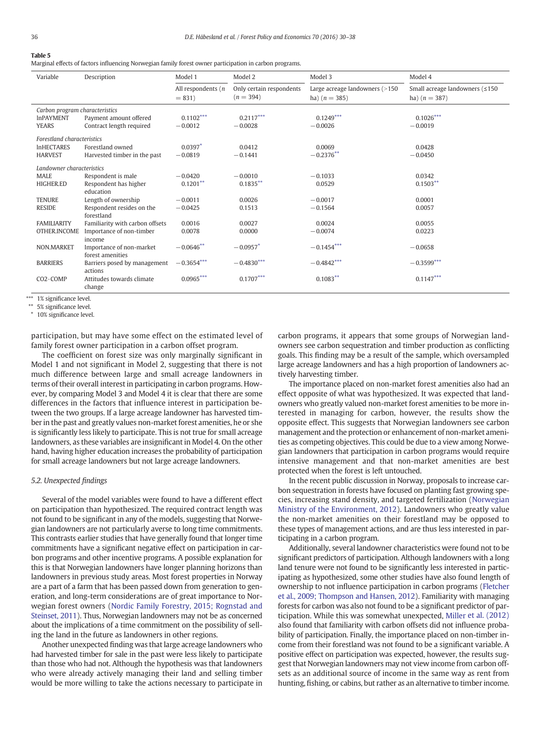**Table 5**
Marginal effects of factors influencing Norwegian family forest owner participation in carbon programs.

| Variable | Description | Model 1 | Model 2 | Model 3 | Model 4 |
|---|---|---|---|---|---|
| | | All respondents ($n = 831$) | Only certain respondents ($n = 394$) | Large acreage landowners (>150 ha) ($n = 385$) | Small acreage landowners (≤150 ha) ($n = 387$) |
| *Carbon program characteristics* | | | | | |
| lnPAYMENT | Payment amount offered | 0.1102*** | 0.2117*** | 0.1249*** | 0.1026*** |
| YEARS | Contract length required | −0.0012 | −0.0028 | −0.0026 | −0.0019 |
| *Forestland characteristics* | | | | | |
| lnHECTARES | Forestland owned | 0.0397* | 0.0412 | 0.0069 | 0.0428 |
| HARVEST | Harvested timber in the past | −0.0819 | −0.1441 | −0.2376** | −0.0450 |
| *Landowner characteristics* | | | | | |
| MALE | Respondent is male | −0.0420 | −0.0010 | −0.1033 | 0.0342 |
| HIGHER.ED | Respondent has higher education | 0.1201** | 0.1835** | 0.0529 | 0.1503** |
| TENURE | Length of ownership | −0.0011 | 0.0026 | −0.0017 | 0.0001 |
| RESIDE | Respondent resides on the forestland | −0.0425 | 0.1513 | −0.1564 | 0.0057 |
| FAMILIARITY | Familiarity with carbon offsets | 0.0016 | 0.0027 | 0.0024 | 0.0055 |
| OTHER.INCOME | Importance of non-timber income | 0.0078 | 0.0000 | −0.0074 | 0.0223 |
| NON.MARKET | Importance of non-market forest amenities | −0.0646** | −0.0957* | −0.1454*** | −0.0658 |
| BARRIERS | Barriers posed by management actions | −0.3654*** | −0.4830*** | −0.4842*** | −0.3599*** |
| CO2·COMP | Attitudes towards climate change | 0.0965*** | 0.1707*** | 0.1083** | 0.1147*** |

*** 1% significance level.
** 5% significance level.
* 10% significance level.

participation, but may have some effect on the estimated level of family forest owner participation in a carbon offset program.

The coefficient on forest size was only marginally significant in Model 1 and not significant in Model 2, suggesting that there is not much difference between large and small acreage landowners in terms of their overall interest in participating in carbon programs. However, by comparing Model 3 and Model 4 it is clear that there are some differences in the factors that influence interest in participation between the two groups. If a large acreage landowner has harvested timber in the past and greatly values non-market forest amenities, he or she is significantly less likely to participate. This is not true for small acreage landowners, as these variables are insignificant in Model 4. On the other hand, having higher education increases the probability of participation for small acreage landowners but not large acreage landowners.

### 5.2. Unexpected findings

Several of the model variables were found to have a different effect on participation than hypothesized. The required contract length was not found to be significant in any of the models, suggesting that Norwegian landowners are not particularly averse to long time commitments. This contrasts earlier studies that have generally found that longer time commitments have a significant negative effect on participation in carbon programs and other incentive programs. A possible explanation for this is that Norwegian landowners have longer planning horizons than landowners in previous study areas. Most forest properties in Norway are a part of a farm that has been passed down from generation to generation, and long-term considerations are of great importance to Norwegian forest owners (Nordic Family Forestry, 2015; Rognstad and Steinset, 2011). Thus, Norwegian landowners may not be as concerned about the implications of a time commitment on the possibility of selling the land in the future as landowners in other regions.

Another unexpected finding was that large acreage landowners who had harvested timber for sale in the past were less likely to participate than those who had not. Although the hypothesis was that landowners who were already actively managing their land and selling timber would be more willing to take the actions necessary to participate in carbon programs, it appears that some groups of Norwegian landowners see carbon sequestration and timber production as conflicting goals. This finding may be a result of the sample, which oversampled large acreage landowners and has a high proportion of landowners actively harvesting timber.

The importance placed on non-market forest amenities also had an effect opposite of what was hypothesized. It was expected that landowners who greatly valued non-market forest amenities to be more interested in managing for carbon, however, the results show the opposite effect. This suggests that Norwegian landowners see carbon management and the protection or enhancement of non-market amenities as competing objectives. This could be due to a view among Norwegian landowners that participation in carbon programs would require intensive management and that non-market amenities are best protected when the forest is left untouched.

In the recent public discussion in Norway, proposals to increase carbon sequestration in forests have focused on planting fast growing species, increasing stand density, and targeted fertilization (Norwegian Ministry of the Environment, 2012). Landowners who greatly value the non-market amenities on their forestland may be opposed to these types of management actions, and are thus less interested in participating in a carbon program.

Additionally, several landowner characteristics were found not to be significant predictors of participation. Although landowners with a long land tenure were not found to be significantly less interested in participating as hypothesized, some other studies have also found length of ownership to not influence participation in carbon programs (Fletcher et al., 2009; Thompson and Hansen, 2012). Familiarity with managing forests for carbon was also not found to be a significant predictor of participation. While this was somewhat unexpected, Miller et al. (2012) also found that familiarity with carbon offsets did not influence probability of participation. Finally, the importance placed on non-timber income from their forestland was not found to be a significant variable. A positive effect on participation was expected, however, the results suggest that Norwegian landowners may not view income from carbon offsets as an additional source of income in the same way as rent from hunting, fishing, or cabins, but rather as an alternative to timber income.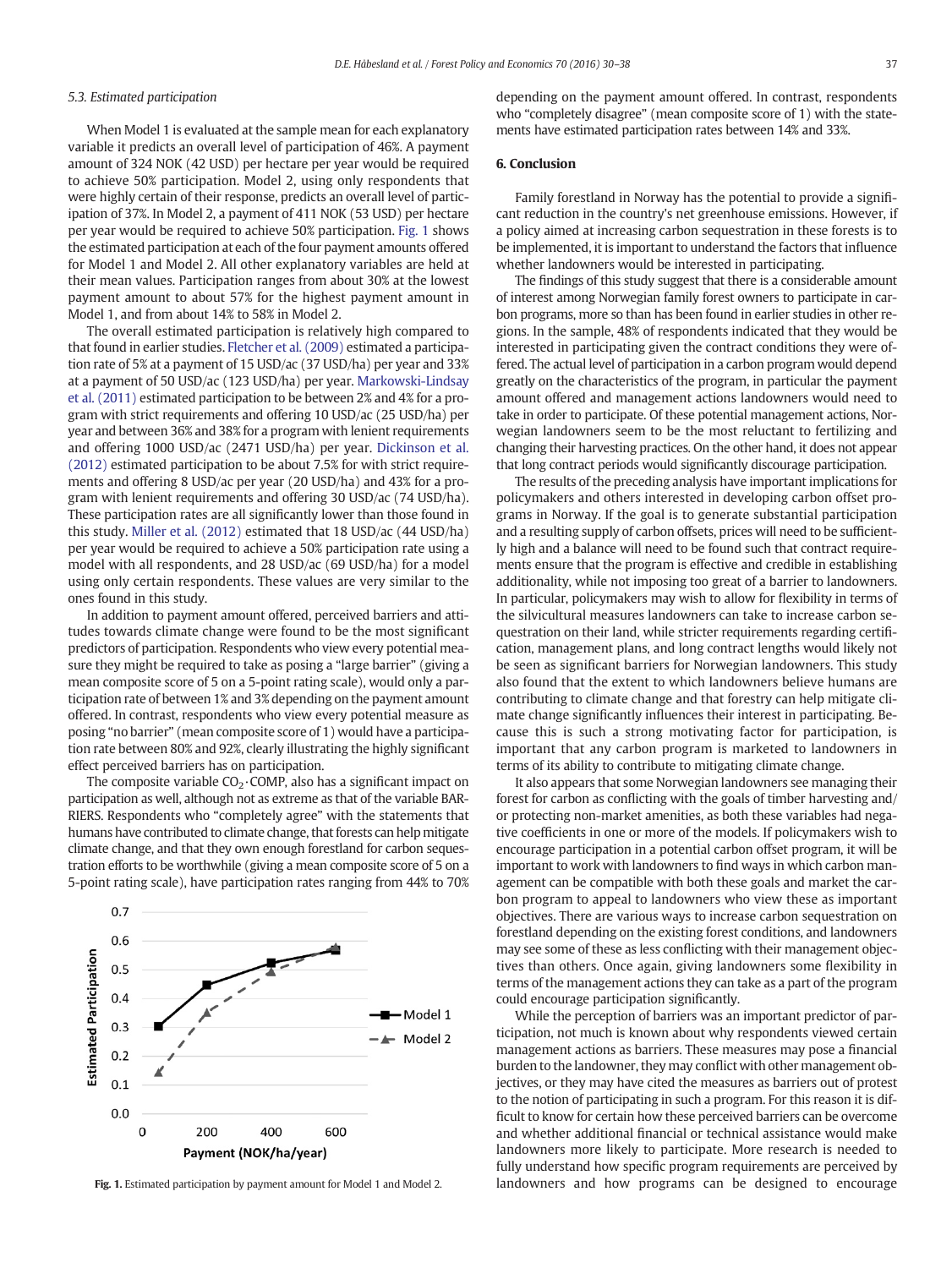### 5.3. Estimated participation

When Model 1 is evaluated at the sample mean for each explanatory variable it predicts an overall level of participation of 46%. A payment amount of 324 NOK (42 USD) per hectare per year would be required to achieve 50% participation. Model 2, using only respondents that were highly certain of their response, predicts an overall level of participation of 37%. In Model 2, a payment of 411 NOK (53 USD) per hectare per year would be required to achieve 50% participation. Fig. 1 shows the estimated participation at each of the four payment amounts offered for Model 1 and Model 2. All other explanatory variables are held at their mean values. Participation ranges from about 30% at the lowest payment amount to about 57% for the highest payment amount in Model 1, and from about 14% to 58% in Model 2.

The overall estimated participation is relatively high compared to that found in earlier studies. Fletcher et al. (2009) estimated a participation rate of 5% at a payment of 15 USD/ac (37 USD/ha) per year and 33% at a payment of 50 USD/ac (123 USD/ha) per year. Markowski-Lindsay et al. (2011) estimated participation to be between 2% and 4% for a program with strict requirements and offering 10 USD/ac (25 USD/ha) per year and between 36% and 38% for a program with lenient requirements and offering 1000 USD/ac (2471 USD/ha) per year. Dickinson et al. (2012) estimated participation to be about 7.5% for with strict requirements and offering 8 USD/ac per year (20 USD/ha) and 43% for a program with lenient requirements and offering 30 USD/ac (74 USD/ha). These participation rates are all significantly lower than those found in this study. Miller et al. (2012) estimated that 18 USD/ac (44 USD/ha) per year would be required to achieve a 50% participation rate using a model with all respondents, and 28 USD/ac (69 USD/ha) for a model using only certain respondents. These values are very similar to the ones found in this study.

In addition to payment amount offered, perceived barriers and attitudes towards climate change were found to be the most significant predictors of participation. Respondents who view every potential measure they might be required to take as posing a "large barrier" (giving a mean composite score of 5 on a 5-point rating scale), would only a participation rate of between 1% and 3% depending on the payment amount offered. In contrast, respondents who view every potential measure as posing "no barrier" (mean composite score of 1) would have a participation rate between 80% and 92%, clearly illustrating the highly significant effect perceived barriers has on participation.

The composite variable $CO_2 \cdot$COMP, also has a significant impact on participation as well, although not as extreme as that of the variable BARRIERS. Respondents who "completely agree" with the statements that humans have contributed to climate change, that forests can help mitigate climate change, and that they own enough forestland for carbon sequestration efforts to be worthwhile (giving a mean composite score of 5 on a 5-point rating scale), have participation rates ranging from 44% to 70% depending on the payment amount offered. In contrast, respondents who "completely disagree" (mean composite score of 1) with the statements have estimated participation rates between 14% and 33%.

Fig. 1. Estimated participation by payment amount for Model 1 and Model 2.

## 6. Conclusion

Family forestland in Norway has the potential to provide a significant reduction in the country's net greenhouse emissions. However, if a policy aimed at increasing carbon sequestration in these forests is to be implemented, it is important to understand the factors that influence whether landowners would be interested in participating.

The findings of this study suggest that there is a considerable amount of interest among Norwegian family forest owners to participate in carbon programs, more so than has been found in earlier studies in other regions. In the sample, 48% of respondents indicated that they would be interested in participating given the contract conditions they were offered. The actual level of participation in a carbon program would depend greatly on the characteristics of the program, in particular the payment amount offered and management actions landowners would need to take in order to participate. Of these potential management actions, Norwegian landowners seem to be the most reluctant to fertilizing and changing their harvesting practices. On the other hand, it does not appear that long contract periods would significantly discourage participation.

The results of the preceding analysis have important implications for policymakers and others interested in developing carbon offset programs in Norway. If the goal is to generate substantial participation and a resulting supply of carbon offsets, prices will need to be sufficiently high and a balance will need to be found such that contract requirements ensure that the program is effective and credible in establishing additionality, while not imposing too great of a barrier to landowners. In particular, policymakers may wish to allow for flexibility in terms of the silvicultural measures landowners can take to increase carbon sequestration on their land, while stricter requirements regarding certification, management plans, and long contract lengths would likely not be seen as significant barriers for Norwegian landowners. This study also found that the extent to which landowners believe humans are contributing to climate change and that forestry can help mitigate climate change significantly influences their interest in participating. Because this is such a strong motivating factor for participation, is important that any carbon program is marketed to landowners in terms of its ability to contribute to mitigating climate change.

It also appears that some Norwegian landowners see managing their forest for carbon as conflicting with the goals of timber harvesting and/or protecting non-market amenities, as both these variables had negative coefficients in one or more of the models. If policymakers wish to encourage participation in a potential carbon offset program, it will be important to work with landowners to find ways in which carbon management can be compatible with both these goals and market the carbon program to appeal to landowners who view these as important objectives. There are various ways to increase carbon sequestration on forestland depending on the existing forest conditions, and landowners may see some of these as less conflicting with their management objectives than others. Once again, giving landowners some flexibility in terms of the management actions they can take as a part of the program could encourage participation significantly.

While the perception of barriers was an important predictor of participation, not much is known about why respondents viewed certain management actions as barriers. These measures may pose a financial burden to the landowner, they may conflict with other management objectives, or they may have cited the measures as barriers out of protest to the notion of participating in such a program. For this reason it is difficult to know for certain how these perceived barriers can be overcome and whether additional financial or technical assistance would make landowners more likely to participate. More research is needed to fully understand how specific program requirements are perceived by landowners and how programs can be designed to encourage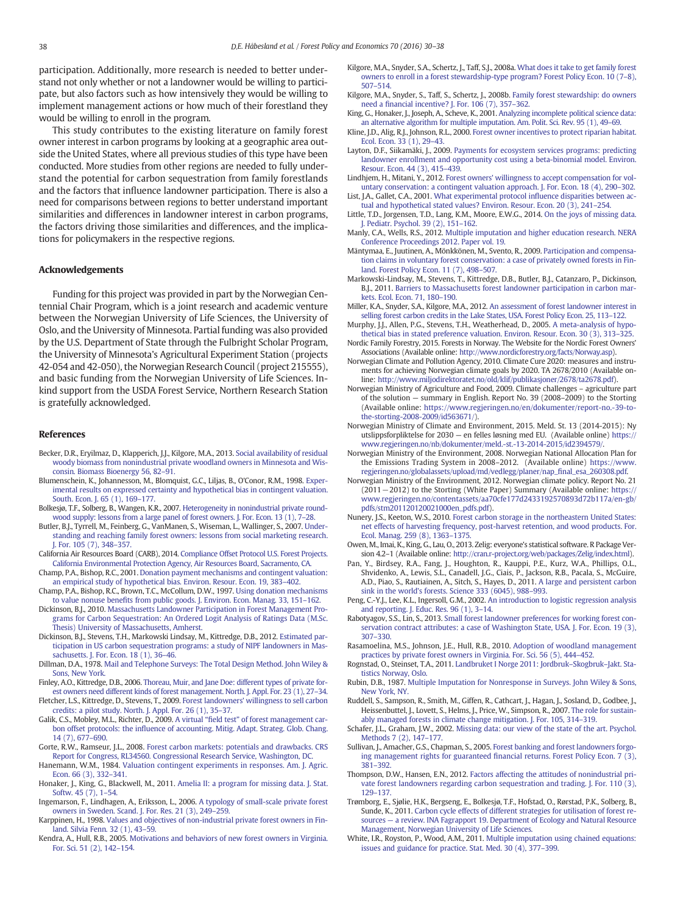participation. Additionally, more research is needed to better understand not only whether or not a landowner would be willing to participate, but also factors such as how intensively they would be willing to implement management actions or how much of their forestland they would be willing to enroll in the program.

This study contributes to the existing literature on family forest owner interest in carbon programs by looking at a geographic area outside the United States, where all previous studies of this type have been conducted. More studies from other regions are needed to fully understand the potential for carbon sequestration from family forestlands and the factors that influence landowner participation. There is also a need for comparisons between regions to better understand important similarities and differences in landowner interest in carbon programs, the factors driving those similarities and differences, and the implications for policymakers in the respective regions.

## Acknowledgements

Funding for this project was provided in part by the Norwegian Centennial Chair Program, which is a joint research and academic venture between the Norwegian University of Life Sciences, the University of Oslo, and the University of Minnesota. Partial funding was also provided by the U.S. Department of State through the Fulbright Scholar Program, the University of Minnesota's Agricultural Experiment Station (projects 42-054 and 42-050), the Norwegian Research Council (project 215555), and basic funding from the Norwegian University of Life Sciences. In-kind support from the USDA Forest Service, Northern Research Station is gratefully acknowledged.

## References

Becker, D.R., Eryilmaz, D., Klapperich, J.J., Kilgore, M.A., 2013. Social availability of residual woody biomass from nonindustrial private woodland owners in Minnesota and Wisconsin. Biomass Bioenergy 56, 82–91.

Blumenschein, K., Johannesson, M., Blomquist, G.C., Liljas, B., O'Conor, R.M., 1998. Experimental results on expressed certainty and hypothetical bias in contingent valuation. South. Econ. J. 65 (1), 169–177.

Bolkesjø, T.F., Solberg, B., Wangen, K.R., 2007. Heterogeneity in nonindustrial private roundwood supply: lessons from a large panel of forest owners. J. For. Econ. 13 (1), 7–28.

Butler, B.J., Tyrrell, M., Feinberg, G., VanManen, S., Wiseman, L., Wallinger, S., 2007. Understanding and reaching family forest owners: lessons from social marketing research. J. For. 105 (7), 348–357.

California Air Resources Board (CARB), 2014. Compliance Offset Protocol U.S. Forest Projects. California Environmental Protection Agency, Air Resources Board, Sacramento, CA.

Champ, P.A., Bishop, R.C., 2001. Donation payment mechanisms and contingent valuation: an empirical study of hypothetical bias. Environ. Resour. Econ. 19, 383–402.

Champ, P.A., Bishop, R.C., Brown, T.C., McCollum, D.W., 1997. Using donation mechanisms to value nonuse benefits from public goods. J. Environ. Econ. Manag. 33, 151–162.

Dickinson, B.J., 2010. Massachusetts Landowner Participation in Forest Management Programs for Carbon Sequestration: An Ordered Logit Analysis of Ratings Data (M.Sc. Thesis) University of Massachusetts, Amherst.

Dickinson, B.J., Stevens, T.H., Markowski Lindsay, M., Kittredge, D.B., 2012. Estimated participation in US carbon sequestration programs: a study of NIPF landowners in Massachusetts. J. For. Econ. 18 (1), 36–46.

Dillman, D.A., 1978. Mail and Telephone Surveys: The Total Design Method. John Wiley & Sons, New York.

Finley, A.O., Kittredge, D.B., 2006. Thoreau, Muir, and Jane Doe: different types of private forest owners need different kinds of forest management. North. J. Appl. For. 23 (1), 27–34.

Fletcher, L.S., Kittredge, D., Stevens, T., 2009. Forest landowners' willingness to sell carbon credits: a pilot study. North. J. Appl. For. 26 (1), 35–37.

Galik, C.S., Mobley, M.L., Richter, D., 2009. A virtual "field test" of forest management carbon offset protocols: the influence of accounting. Mitig. Adapt. Strateg. Glob. Chang. 14 (7), 677–690.

Gorte, R.W., Ramseur, J.L., 2008. Forest carbon markets: potentials and drawbacks. CRS Report for Congress, RL34560. Congressional Research Service, Washington, DC.

Hanemann, W.M., 1984. Valuation contingent experiments in responses. Am. J. Agric. Econ. 66 (3), 332–341.

Honaker, J., King, G., Blackwell, M., 2011. Amelia II: a program for missing data. J. Stat. Softw. 45 (7), 1–54.

Ingemarson, F., Lindhagen, A., Eriksson, L., 2006. A typology of small-scale private forest owners in Sweden. Scand. J. For. Res. 21 (3), 249–259.

Karppinen, H., 1998. Values and objectives of non-industrial private forest owners in Finland. Silvia Fenn. 32 (1), 43–59.

Kendra, A., Hull, R.B., 2005. Motivations and behaviors of new forest owners in Virginia. For. Sci. 51 (2), 142–154.

Kilgore, M.A., Snyder, S.A., Schertz, J., Taff, S.J., 2008a. What does it take to get family forest owners to enroll in a forest stewardship-type program? Forest Policy Econ. 10 (7–8), 507–514.

Kilgore, M.A., Snyder, S., Taff, S., Schertz, J., 2008b. Family forest stewardship: do owners need a financial incentive? J. For. 106 (7), 357–362.

King, G., Honaker, J., Joseph, A., Scheve, K., 2001. Analyzing incomplete political science data: an alternative algorithm for multiple imputation. Am. Polit. Sci. Rev. 95 (1), 49–69.

Kline, J.D., Alig, R.J., Johnson, R.L., 2000. Forest owner incentives to protect riparian habitat. Ecol. Econ. 33 (1), 29–43.

Layton, D.F., Siikamäki, J., 2009. Payments for ecosystem services programs: predicting landowner enrollment and opportunity cost using a beta-binomial model. Environ. Resour. Econ. 44 (3), 415–439.

Lindhjem, H., Mitani, Y., 2012. Forest owners' willingness to accept compensation for voluntary conservation: a contingent valuation approach. J. For. Econ. 18 (4), 290–302.

List, J.A., Gallet, C.A., 2001. What experimental protocol influence disparities between actual and hypothetical stated values? Environ. Resour. Econ. 20 (3), 241–254.

Little, T.D., Jorgensen, T.D., Lang, K.M., Moore, E.W.G., 2014. On the joys of missing data. J. Pediatr. Psychol. 39 (2), 151–162.

Manly, C.A., Wells, R.S., 2012. Multiple imputation and higher education research. NERA Conference Proceedings 2012. Paper vol. 19.

Mäntymaa, E., Juutinen, A., Mönkkönen, M., Svento, R., 2009. Participation and compensation claims in voluntary forest conservation: a case of privately owned forests in Finland. Forest Policy Econ. 11 (7), 498–507.

Markowski-Lindsay, M., Stevens, T., Kittredge, D.B., Butler, B.J., Catanzaro, P., Dickinson, B.J., 2011. Barriers to Massachusetts forest landowner participation in carbon markets. Ecol. Econ. 71, 180–190.

Miller, K.A., Snyder, S.A., Kilgore, M.A., 2012. An assessment of forest landowner interest in selling forest carbon credits in the Lake States, USA. Forest Policy Econ. 25, 113–122.

Murphy, J.J., Allen, P.G., Stevens, T.H., Weatherhead, D., 2005. A meta-analysis of hypothetical bias in stated preference valuation. Environ. Resour. Econ. 30 (3), 313–325.

Nordic Family Forestry, 2015. Forests in Norway. The Website for the Nordic Forest Owners' Associations (Available online: http://www.nordicforestry.org/facts/Norway.asp).

Norwegian Climate and Pollution Agency, 2010. Climate Cure 2020: measures and instruments for achieving Norwegian climate goals by 2020. TA 2678/2010 (Available online: http://www.miljodirektoratet.no/old/klif/publikasjoner/2678/ta2678.pdf).

Norwegian Ministry of Agriculture and Food, 2009. Climate challenges – agriculture part of the solution — summary in English. Report No. 39 (2008–2009) to the Storting (Available online: https://www.regjeringen.no/en/dokumenter/report-no.-39-to-the-storting-2008-2009/id563671/).

Norwegian Ministry of Climate and Environment, 2015. Meld. St. 13 (2014-2015): Ny utslippsforpliktelse for 2030 — en felles løsning med EU. (Available online) https://www.regjeringen.no/nb/dokumenter/meld.-st.-13-2014-2015/id2394579/.

Norwegian Ministry of the Environment, 2008. Norwegian National Allocation Plan for the Emissions Trading System in 2008–2012. (Available online) https://www.regjeringen.no/globalassets/upload/md/vedlegg/planer/nap_final_esa_260308.pdf.

Norwegian Ministry of the Environment, 2012. Norwegian climate policy. Report No. 21 (2011 − 2012) to the Storting (White Paper) Summary (Available online: https://www.regjeringen.no/contentassets/aa70cfe177d2433192570893d72b117a/en-gb/pdfs/stm201120120021000en_pdfs.pdf).

Nunery, J.S., Keeton, W.S., 2010. Forest carbon storage in the northeastern United States: net effects of harvesting frequency, post-harvest retention, and wood products. For. Ecol. Manag. 259 (8), 1363–1375.

Owen, M., Imai, K., King, G., Lau, O., 2013. Zelig: everyone's statistical software. R Package Version 4.2–1 (Available online: http://cran.r-project.org/web/packages/Zelig/index.html).

Pan, Y., Birdsey, R.A., Fang, J., Houghton, R., Kauppi, P.E., Kurz, W.A., Phillips, O.L., Shvidenko, A., Lewis, S.L., Canadell, J.G., Ciais, P., Jackson, R.B., Pacala, S., McGuire, A.D., Piao, S., Rautiainen, A., Sitch, S., Hayes, D., 2011. A large and persistent carbon sink in the world's forests. Science 333 (6045), 988–993.

Peng, C.-Y.J., Lee, K.L., Ingersoll, G.M., 2002. An introduction to logistic regression analysis and reporting. J. Educ. Res. 96 (1), 3–14.

Rabotyagov, S.S., Lin, S., 2013. Small forest landowner preferences for working forest conservation contract attributes: a case of Washington State, USA. J. For. Econ. 19 (3), 307–330.

Rasamoelina, M.S., Johnson, J.E., Hull, R.B., 2010. Adoption of woodland management practices by private forest owners in Virginia. For. Sci. 56 (5), 444–452.

Rognstad, O., Steinset, T.A., 2011. Landbruket I Norge 2011: Jordbruk–Skogbruk–Jakt. Statistics Norway, Oslo.

Rubin, D.B., 1987. Multiple Imputation for Nonresponse in Surveys. John Wiley & Sons, New York, NY.

Ruddell, S., Sampson, R., Smith, M., Giffen, R., Cathcart, J., Hagan, J., Sosland, D., Godbee, J., Heissenbuttel, J., Lovett, S., Helms, J., Price, W., Simpson, R., 2007. The role for sustainably managed forests in climate change mitigation. J. For. 105, 314–319.

Schafer, J.L., Graham, J.W., 2002. Missing data: our view of the state of the art. Psychol. Methods 7 (2), 147–177.

Sullivan, J., Amacher, G.S., Chapman, S., 2005. Forest banking and forest landowners forgoing management rights for guaranteed financial returns. Forest Policy Econ. 7 (3), 381–392.

Thompson, D.W., Hansen, E.N., 2012. Factors affecting the attitudes of nonindustrial private forest landowners regarding carbon sequestration and trading. J. For. 110 (3), 129–137.

Trømborg, E., Sjølie, H.K., Bergseng, E., Bolkesjø, T.F., Hofstad, O., Rørstad, P.K., Solberg, B., Sunde, K., 2011. Carbon cycle effects of different strategies for utilisation of forest resources — a review. INA Fagrapport 19. Department of Ecology and Natural Resource Management, Norwegian University of Life Sciences.

White, I.R., Royston, P., Wood, A.M., 2011. Multiple imputation using chained equations: issues and guidance for practice. Stat. Med. 30 (4), 377–399.